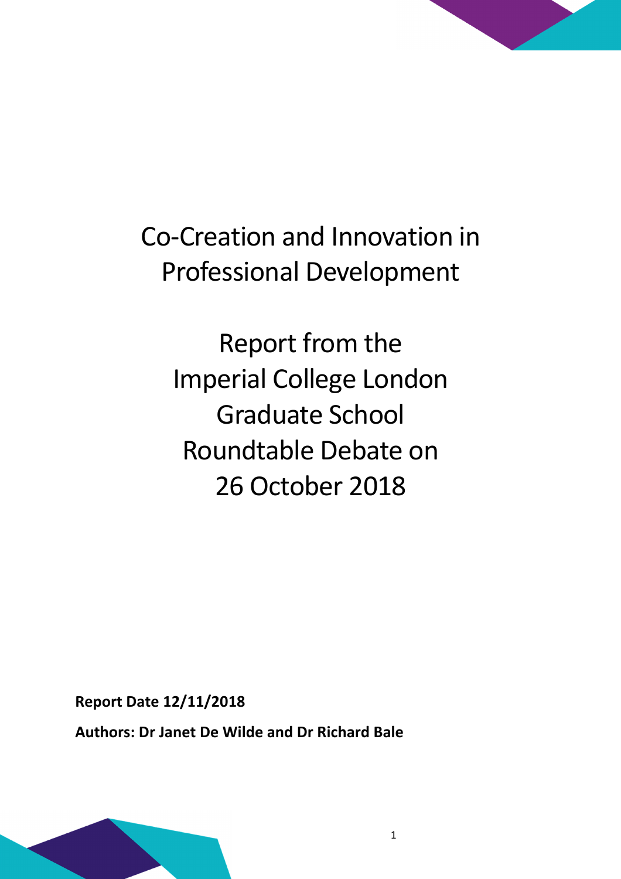# Co-Creation and Innovation in Professional Development

## Report from the Imperial College London Graduate School Roundtable Debate on 26 October 2018

**Report Date 12/11/2018**

**Authors: Dr Janet De Wilde and Dr Richard Bale**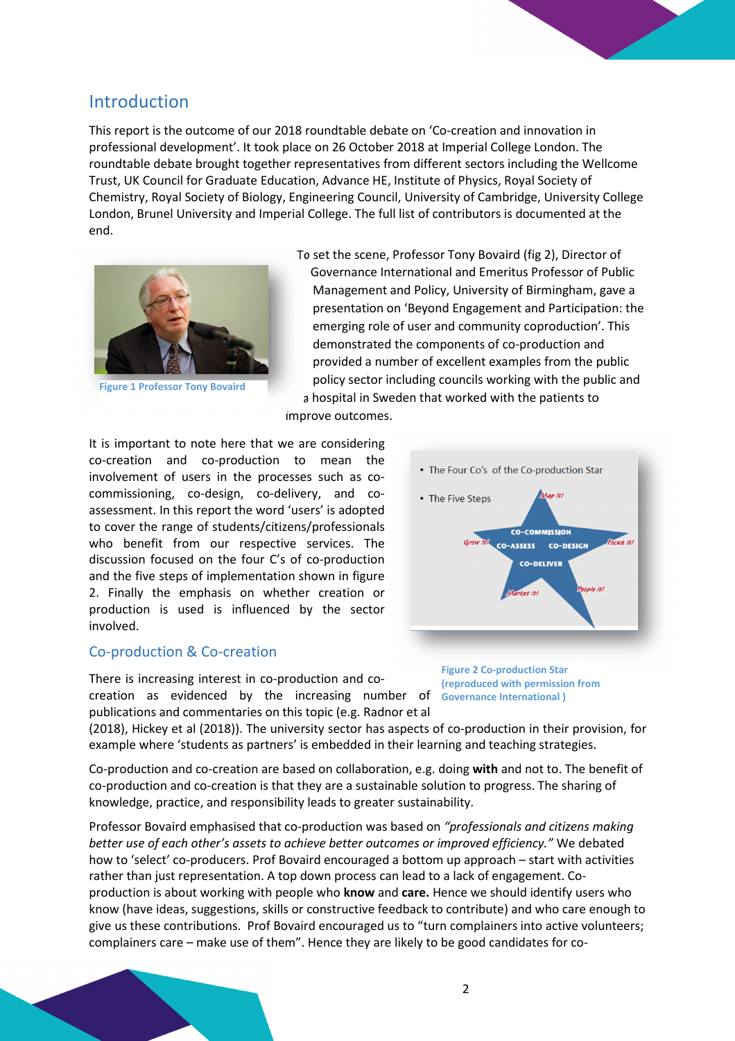## Introduction

This report is the outcome of our 2018 roundtable debate on 'Co-creation and innovation in professional development'. It took place on 26 October 2018 at Imperial College London. The roundtable debate brought together representatives from different sectors including the Wellcome Trust, UK Council for Graduate Education, Advance HE, Institute of Physics, Royal Society of Chemistry, Royal Society of Biology, Engineering Council, University of Cambridge, University College London, Brunel University and Imperial College. The full list of contributors is documented at the end.

Figure 1 Professor Tony Bovaird

To set the scene, Professor Tony Bovaird (fig 2), Director of Governance International and Emeritus Professor of Public Management and Policy, University of Birmingham, gave a presentation on 'Beyond Engagement and Participation: the emerging role of user and community coproduction'. This demonstrated the components of co-production and provided a number of excellent examples from the public policy sector including councils working with the public and a hospital in Sweden that worked with the patients to improve outcomes.

It is important to note here that we are considering co-creation and co-production to mean the involvement of users in the processes such as co-commissioning, co-design, co-delivery, and co-assessment. In this report the word 'users' is adopted to cover the range of students/citizens/professionals who benefit from our respective services. The discussion focused on the four C's of co-production and the five steps of implementation shown in figure 2. Finally the emphasis on whether creation or production is used is influenced by the sector involved.

- The Four Co's of the Co-production Star
- The Five Steps

CO-COMMISSION, CO-ASSESS, CO-DESIGN, CO-DELIVER; Map it!, Focus it!, People it!, Market it!, Grow it!

Figure 2 Co-production Star (reproduced with permission from Governance International )

## Co-production & Co-creation

There is increasing interest in co-production and co-creation as evidenced by the increasing number of publications and commentaries on this topic (e.g. Radnor et al (2018), Hickey et al (2018)). The university sector has aspects of co-production in their provision, for example where 'students as partners' is embedded in their learning and teaching strategies.

Co-production and co-creation are based on collaboration, e.g. doing **with** and not to. The benefit of co-production and co-creation is that they are a sustainable solution to progress. The sharing of knowledge, practice, and responsibility leads to greater sustainability.

Professor Bovaird emphasised that co-production was based on *"professionals and citizens making better use of each other's assets to achieve better outcomes or improved efficiency."* We debated how to 'select' co-producers. Prof Bovaird encouraged a bottom up approach – start with activities rather than just representation. A top down process can lead to a lack of engagement. Co-production is about working with people who **know** and **care.** Hence we should identify users who know (have ideas, suggestions, skills or constructive feedback to contribute) and who care enough to give us these contributions. Prof Bovaird encouraged us to "turn complainers into active volunteers; complainers care – make use of them". Hence they are likely to be good candidates for co-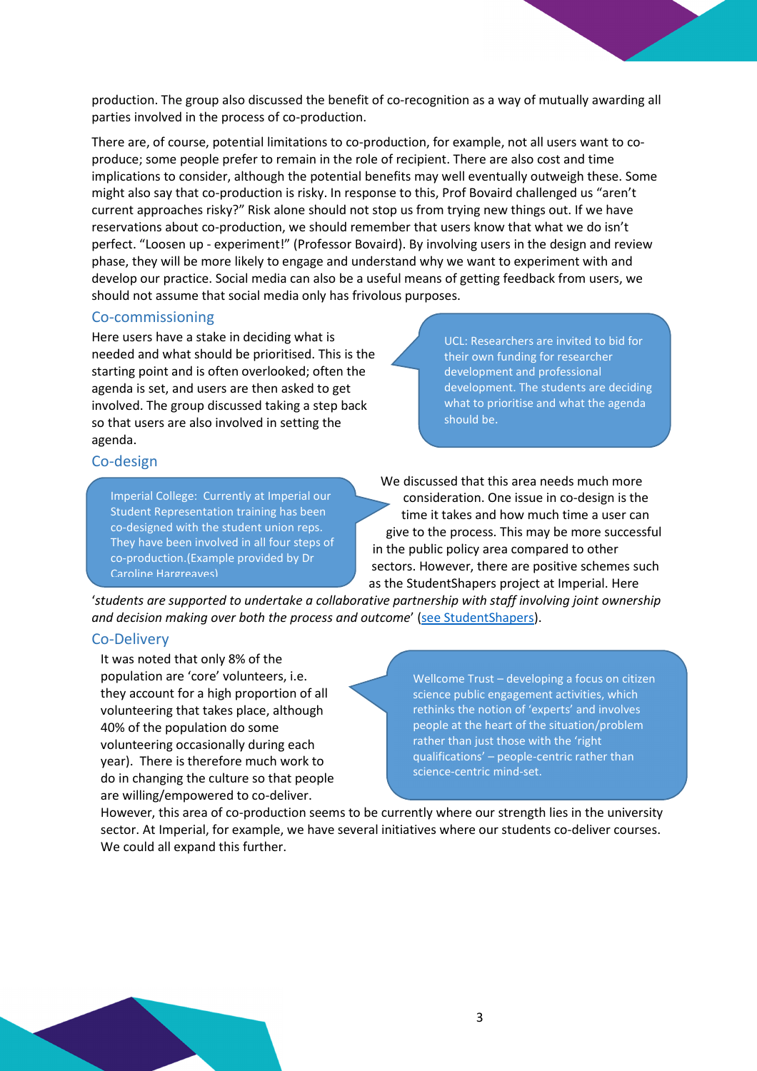production. The group also discussed the benefit of co-recognition as a way of mutually awarding all parties involved in the process of co-production.

There are, of course, potential limitations to co-production, for example, not all users want to co-produce; some people prefer to remain in the role of recipient. There are also cost and time implications to consider, although the potential benefits may well eventually outweigh these. Some might also say that co-production is risky. In response to this, Prof Bovaird challenged us "aren't current approaches risky?" Risk alone should not stop us from trying new things out. If we have reservations about co-production, we should remember that users know that what we do isn't perfect. "Loosen up - experiment!" (Professor Bovaird). By involving users in the design and review phase, they will be more likely to engage and understand why we want to experiment with and develop our practice. Social media can also be a useful means of getting feedback from users, we should not assume that social media only has frivolous purposes.

## Co-commissioning

Here users have a stake in deciding what is needed and what should be prioritised. This is the starting point and is often overlooked; often the agenda is set, and users are then asked to get involved. The group discussed taking a step back so that users are also involved in setting the agenda.

> UCL: Researchers are invited to bid for their own funding for researcher development and professional development. The students are deciding what to prioritise and what the agenda should be.

## Co-design

> Imperial College: Currently at Imperial our Student Representation training has been co-designed with the student union reps. They have been involved in all four steps of co-production.(Example provided by Dr Caroline Hargreaves)

We discussed that this area needs much more consideration. One issue in co-design is the time it takes and how much time a user can give to the process. This may be more successful in the public policy area compared to other sectors. However, there are positive schemes such as the StudentShapers project at Imperial. Here '*students are supported to undertake a collaborative partnership with staff involving joint ownership and decision making over both the process and outcome*' (see StudentShapers).

## Co-Delivery

It was noted that only 8% of the population are 'core' volunteers, i.e. they account for a high proportion of all volunteering that takes place, although 40% of the population do some volunteering occasionally during each year). There is therefore much work to do in changing the culture so that people are willing/empowered to co-deliver.

> Wellcome Trust – developing a focus on citizen science public engagement activities, which rethinks the notion of 'experts' and involves people at the heart of the situation/problem rather than just those with the 'right qualifications' – people-centric rather than science-centric mind-set.

However, this area of co-production seems to be currently where our strength lies in the university sector. At Imperial, for example, we have several initiatives where our students co-deliver courses. We could all expand this further.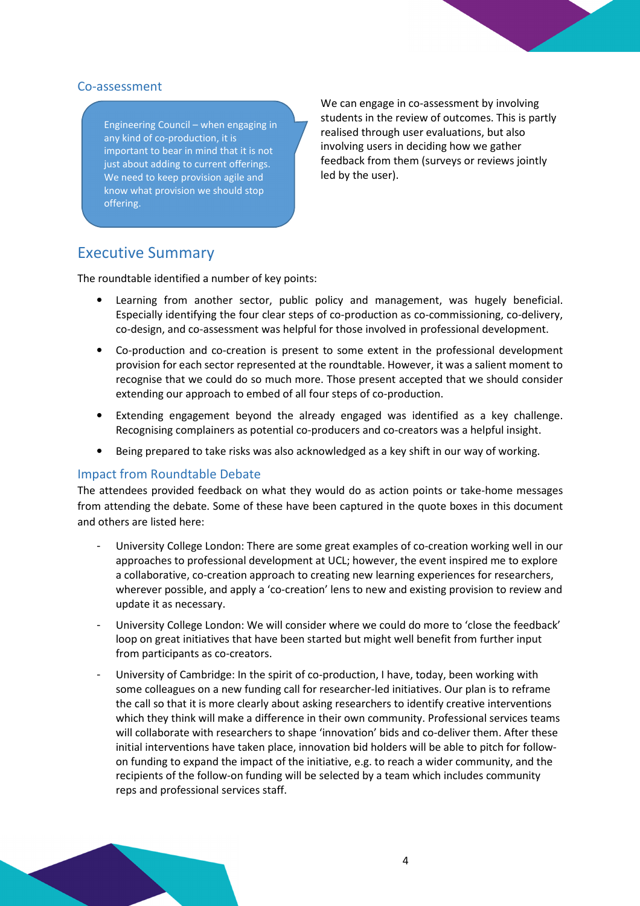### Co-assessment

> Engineering Council – when engaging in any kind of co-production, it is important to bear in mind that it is not just about adding to current offerings. We need to keep provision agile and know what provision we should stop offering.

We can engage in co-assessment by involving students in the review of outcomes. This is partly realised through user evaluations, but also involving users in deciding how we gather feedback from them (surveys or reviews jointly led by the user).

## Executive Summary

The roundtable identified a number of key points:

- Learning from another sector, public policy and management, was hugely beneficial. Especially identifying the four clear steps of co-production as co-commissioning, co-delivery, co-design, and co-assessment was helpful for those involved in professional development.
- Co-production and co-creation is present to some extent in the professional development provision for each sector represented at the roundtable. However, it was a salient moment to recognise that we could do so much more. Those present accepted that we should consider extending our approach to embed of all four steps of co-production.
- Extending engagement beyond the already engaged was identified as a key challenge. Recognising complainers as potential co-producers and co-creators was a helpful insight.
- Being prepared to take risks was also acknowledged as a key shift in our way of working.

### Impact from Roundtable Debate

The attendees provided feedback on what they would do as action points or take-home messages from attending the debate. Some of these have been captured in the quote boxes in this document and others are listed here:

- University College London: There are some great examples of co-creation working well in our approaches to professional development at UCL; however, the event inspired me to explore a collaborative, co-creation approach to creating new learning experiences for researchers, wherever possible, and apply a 'co-creation' lens to new and existing provision to review and update it as necessary.
- University College London: We will consider where we could do more to 'close the feedback' loop on great initiatives that have been started but might well benefit from further input from participants as co-creators.
- University of Cambridge: In the spirit of co-production, I have, today, been working with some colleagues on a new funding call for researcher-led initiatives. Our plan is to reframe the call so that it is more clearly about asking researchers to identify creative interventions which they think will make a difference in their own community. Professional services teams will collaborate with researchers to shape 'innovation' bids and co-deliver them. After these initial interventions have taken place, innovation bid holders will be able to pitch for follow-on funding to expand the impact of the initiative, e.g. to reach a wider community, and the recipients of the follow-on funding will be selected by a team which includes community reps and professional services staff.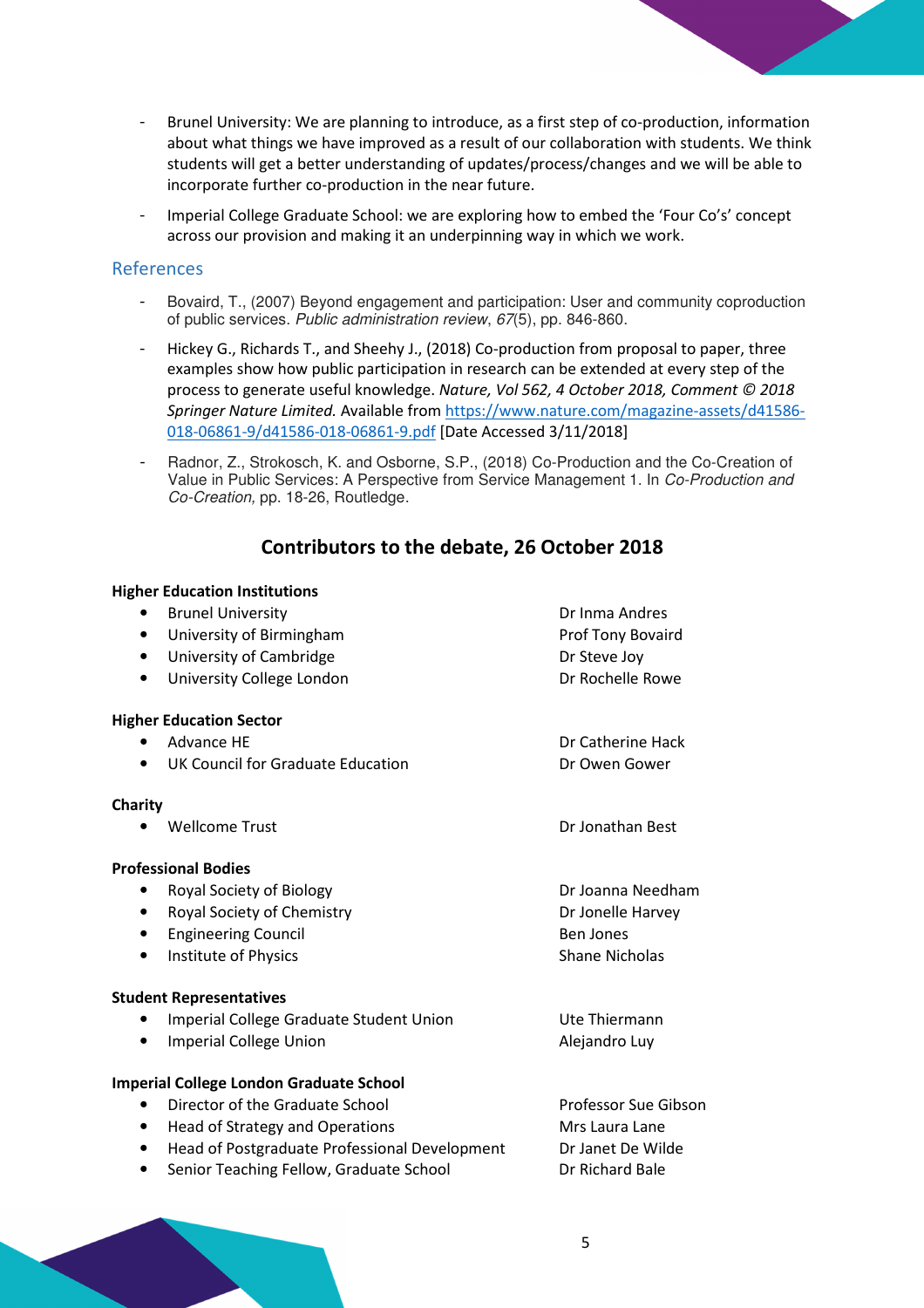- Brunel University: We are planning to introduce, as a first step of co-production, information about what things we have improved as a result of our collaboration with students. We think students will get a better understanding of updates/process/changes and we will be able to incorporate further co-production in the near future.
- Imperial College Graduate School: we are exploring how to embed the 'Four Co's' concept across our provision and making it an underpinning way in which we work.

## References

- Bovaird, T., (2007) Beyond engagement and participation: User and community coproduction of public services. *Public administration review*, *67*(5), pp. 846-860.
- Hickey G., Richards T., and Sheehy J., (2018) Co-production from proposal to paper, three examples show how public participation in research can be extended at every step of the process to generate useful knowledge. *Nature, Vol 562, 4 October 2018, Comment © 2018 Springer Nature Limited.* Available from https://www.nature.com/magazine-assets/d41586-018-06861-9/d41586-018-06861-9.pdf [Date Accessed 3/11/2018]
- Radnor, Z., Strokosch, K. and Osborne, S.P., (2018) Co-Production and the Co-Creation of Value in Public Services: A Perspective from Service Management 1. In *Co-Production and Co-Creation,* pp. 18-26, Routledge.

## Contributors to the debate, 26 October 2018

**Higher Education Institutions**

| | |
|---|---|
| • Brunel University | Dr Inma Andres |
| • University of Birmingham | Prof Tony Bovaird |
| • University of Cambridge | Dr Steve Joy |
| • University College London | Dr Rochelle Rowe |

**Higher Education Sector**

| | |
|---|---|
| • Advance HE | Dr Catherine Hack |
| • UK Council for Graduate Education | Dr Owen Gower |

**Charity**

| | |
|---|---|
| • Wellcome Trust | Dr Jonathan Best |

**Professional Bodies**

| | |
|---|---|
| • Royal Society of Biology | Dr Joanna Needham |
| • Royal Society of Chemistry | Dr Jonelle Harvey |
| • Engineering Council | Ben Jones |
| • Institute of Physics | Shane Nicholas |

**Student Representatives**

| | |
|---|---|
| • Imperial College Graduate Student Union | Ute Thiermann |
| • Imperial College Union | Alejandro Luy |

**Imperial College London Graduate School**

| | |
|---|---|
| • Director of the Graduate School | Professor Sue Gibson |
| • Head of Strategy and Operations | Mrs Laura Lane |
| • Head of Postgraduate Professional Development | Dr Janet De Wilde |
| • Senior Teaching Fellow, Graduate School | Dr Richard Bale |